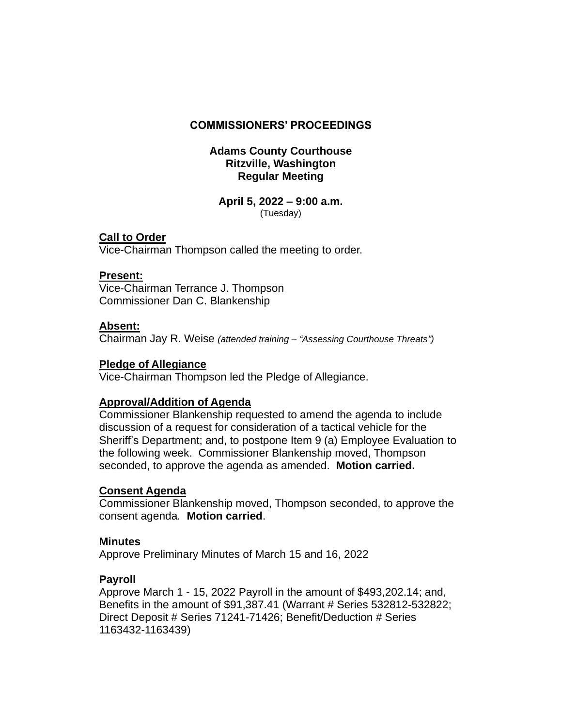# COMMISSIONERS' PROCEEDINGS

## Adams County Courthouse
## Ritzville, Washington
## Regular Meeting

**April 5, 2022 – 9:00 a.m.**
(Tuesday)

**Call to Order**
Vice-Chairman Thompson called the meeting to order.

**Present:**
Vice-Chairman Terrance J. Thompson
Commissioner Dan C. Blankenship

**Absent:**
Chairman Jay R. Weise *(attended training – "Assessing Courthouse Threats")*

**Pledge of Allegiance**
Vice-Chairman Thompson led the Pledge of Allegiance.

**Approval/Addition of Agenda**
Commissioner Blankenship requested to amend the agenda to include discussion of a request for consideration of a tactical vehicle for the Sheriff's Department; and, to postpone Item 9 (a) Employee Evaluation to the following week. Commissioner Blankenship moved, Thompson seconded, to approve the agenda as amended. **Motion carried.**

**Consent Agenda**
Commissioner Blankenship moved, Thompson seconded, to approve the consent agenda. **Motion carried**.

**Minutes**
Approve Preliminary Minutes of March 15 and 16, 2022

**Payroll**
Approve March 1 - 15, 2022 Payroll in the amount of $493,202.14; and, Benefits in the amount of $91,387.41 (Warrant # Series 532812-532822; Direct Deposit # Series 71241-71426; Benefit/Deduction # Series 1163432-1163439)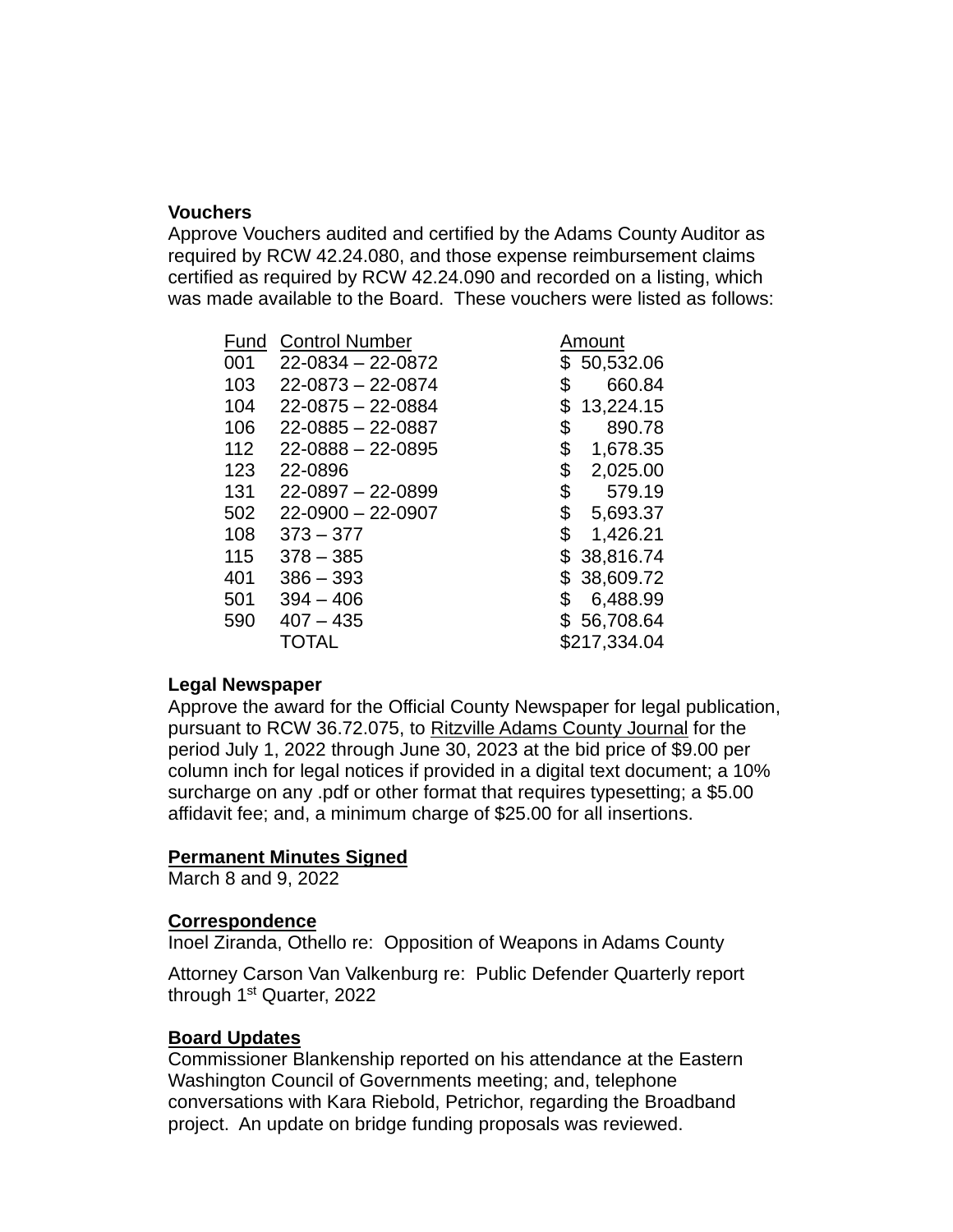**Vouchers**
Approve Vouchers audited and certified by the Adams County Auditor as required by RCW 42.24.080, and those expense reimbursement claims certified as required by RCW 42.24.090 and recorded on a listing, which was made available to the Board. These vouchers were listed as follows:

| Fund | Control Number | Amount |
|---|---|---|
| 001 | 22-0834 – 22-0872 | $ 50,532.06 |
| 103 | 22-0873 – 22-0874 | $ 660.84 |
| 104 | 22-0875 – 22-0884 | $ 13,224.15 |
| 106 | 22-0885 – 22-0887 | $ 890.78 |
| 112 | 22-0888 – 22-0895 | $ 1,678.35 |
| 123 | 22-0896 | $ 2,025.00 |
| 131 | 22-0897 – 22-0899 | $ 579.19 |
| 502 | 22-0900 – 22-0907 | $ 5,693.37 |
| 108 | 373 – 377 | $ 1,426.21 |
| 115 | 378 – 385 | $ 38,816.74 |
| 401 | 386 – 393 | $ 38,609.72 |
| 501 | 394 – 406 | $ 6,488.99 |
| 590 | 407 – 435 | $ 56,708.64 |
| | TOTAL | $217,334.04 |

**Legal Newspaper**
Approve the award for the Official County Newspaper for legal publication, pursuant to RCW 36.72.075, to Ritzville Adams County Journal for the period July 1, 2022 through June 30, 2023 at the bid price of $9.00 per column inch for legal notices if provided in a digital text document; a 10% surcharge on any .pdf or other format that requires typesetting; a $5.00 affidavit fee; and, a minimum charge of $25.00 for all insertions.

**Permanent Minutes Signed**
March 8 and 9, 2022

**Correspondence**
Inoel Ziranda, Othello re: Opposition of Weapons in Adams County

Attorney Carson Van Valkenburg re: Public Defender Quarterly report through 1st Quarter, 2022

**Board Updates**
Commissioner Blankenship reported on his attendance at the Eastern Washington Council of Governments meeting; and, telephone conversations with Kara Riebold, Petrichor, regarding the Broadband project. An update on bridge funding proposals was reviewed.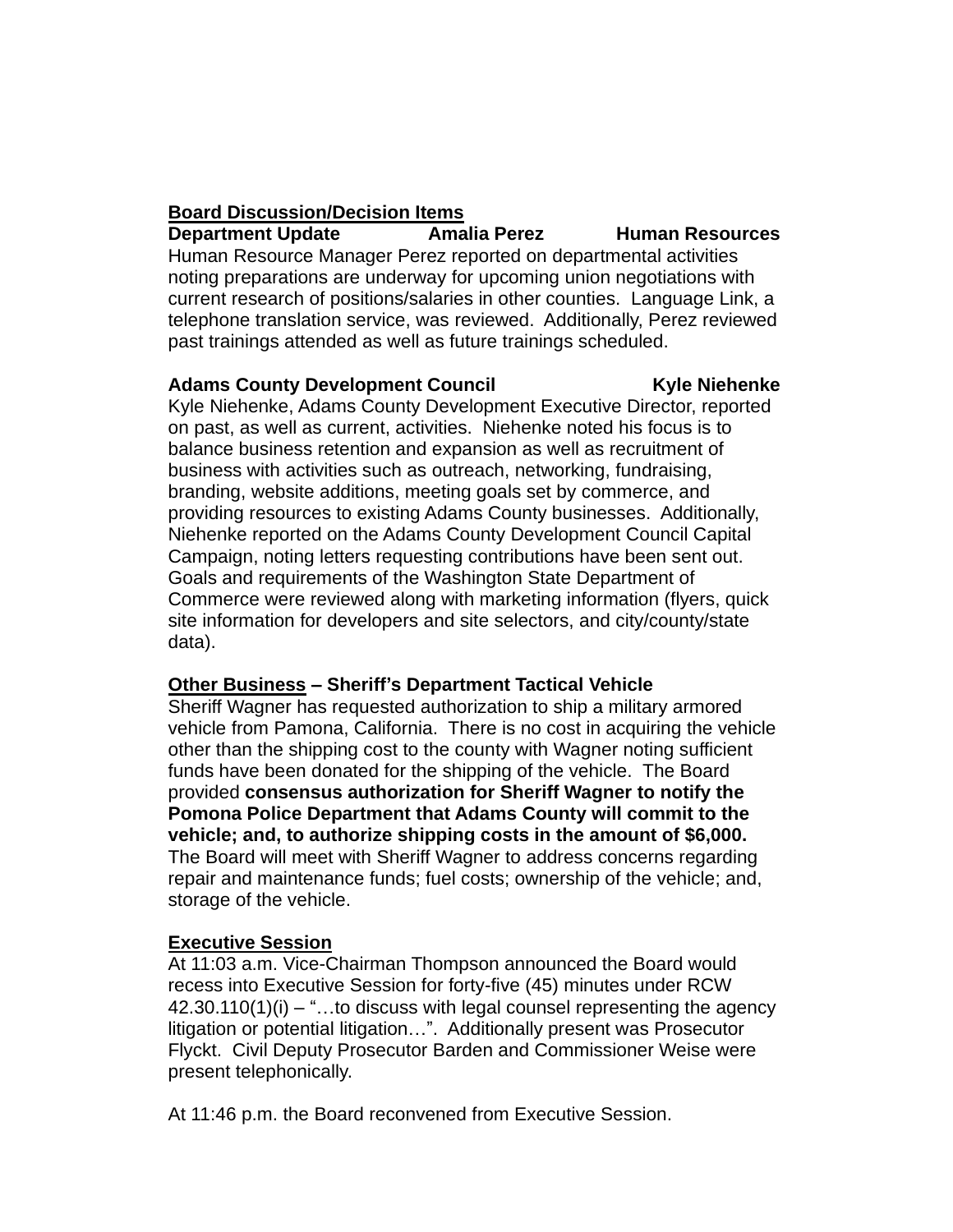**<u>Board Discussion/Decision Items</u>**

**Department Update Amalia Perez Human Resources**

Human Resource Manager Perez reported on departmental activities noting preparations are underway for upcoming union negotiations with current research of positions/salaries in other counties. Language Link, a telephone translation service, was reviewed. Additionally, Perez reviewed past trainings attended as well as future trainings scheduled.

**Adams County Development Council Kyle Niehenke**

Kyle Niehenke, Adams County Development Executive Director, reported on past, as well as current, activities. Niehenke noted his focus is to balance business retention and expansion as well as recruitment of business with activities such as outreach, networking, fundraising, branding, website additions, meeting goals set by commerce, and providing resources to existing Adams County businesses. Additionally, Niehenke reported on the Adams County Development Council Capital Campaign, noting letters requesting contributions have been sent out. Goals and requirements of the Washington State Department of Commerce were reviewed along with marketing information (flyers, quick site information for developers and site selectors, and city/county/state data).

**<u>Other Business</u> – Sheriff's Department Tactical Vehicle**

Sheriff Wagner has requested authorization to ship a military armored vehicle from Pamona, California. There is no cost in acquiring the vehicle other than the shipping cost to the county with Wagner noting sufficient funds have been donated for the shipping of the vehicle. The Board provided **consensus authorization for Sheriff Wagner to notify the Pomona Police Department that Adams County will commit to the vehicle; and, to authorize shipping costs in the amount of $6,000.** The Board will meet with Sheriff Wagner to address concerns regarding repair and maintenance funds; fuel costs; ownership of the vehicle; and, storage of the vehicle.

**<u>Executive Session</u>**

At 11:03 a.m. Vice-Chairman Thompson announced the Board would recess into Executive Session for forty-five (45) minutes under RCW 42.30.110(1)(i) – "…to discuss with legal counsel representing the agency litigation or potential litigation…". Additionally present was Prosecutor Flyckt. Civil Deputy Prosecutor Barden and Commissioner Weise were present telephonically.

At 11:46 p.m. the Board reconvened from Executive Session.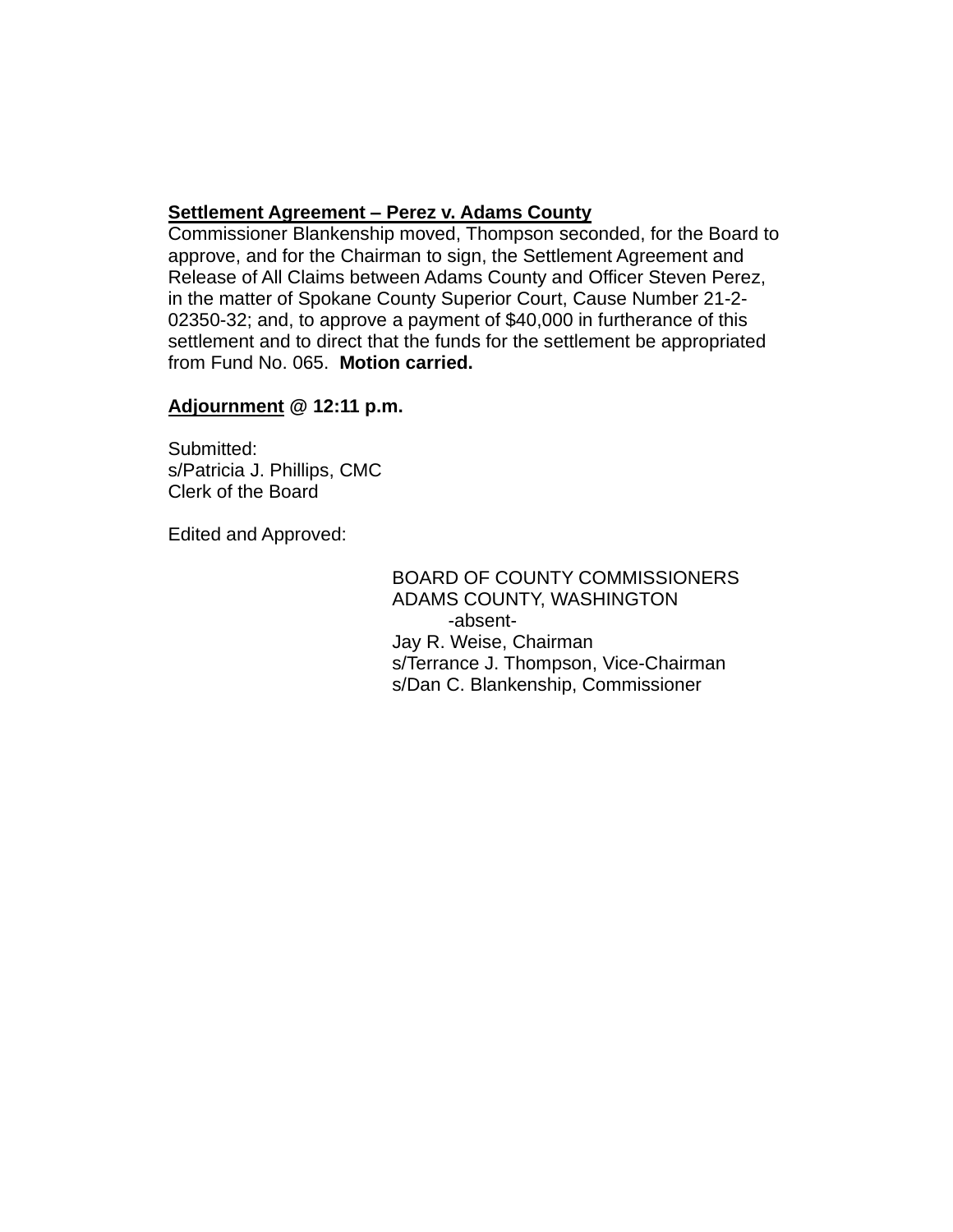**<u>Settlement Agreement – Perez v. Adams County</u>**
Commissioner Blankenship moved, Thompson seconded, for the Board to approve, and for the Chairman to sign, the Settlement Agreement and Release of All Claims between Adams County and Officer Steven Perez, in the matter of Spokane County Superior Court, Cause Number 21-2-02350-32; and, to approve a payment of $40,000 in furtherance of this settlement and to direct that the funds for the settlement be appropriated from Fund No. 065. **Motion carried.**

**<u>Adjournment</u> @ 12:11 p.m.**

Submitted:
s/Patricia J. Phillips, CMC
Clerk of the Board

Edited and Approved:

BOARD OF COUNTY COMMISSIONERS
ADAMS COUNTY, WASHINGTON
-absent-
Jay R. Weise, Chairman
s/Terrance J. Thompson, Vice-Chairman
s/Dan C. Blankenship, Commissioner